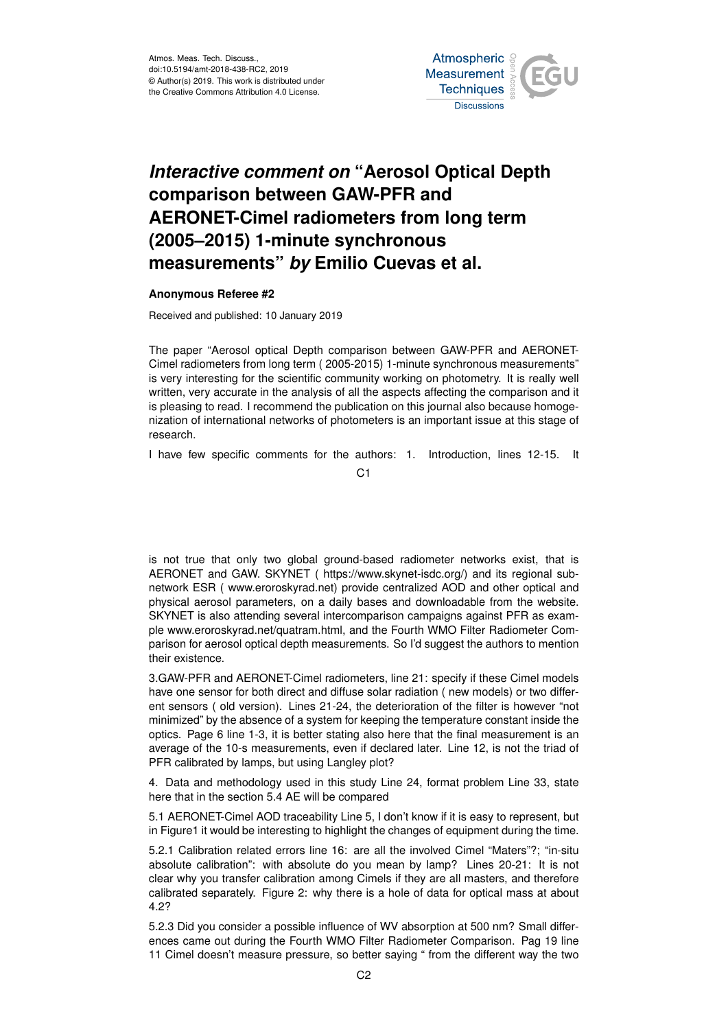Atmos. Meas. Tech. Discuss.,
doi:10.5194/amt-2018-438-RC2, 2019
© Author(s) 2019. This work is distributed under
the Creative Commons Attribution 4.0 License.

# *Interactive comment on* "Aerosol Optical Depth comparison between GAW-PFR and AERONET-Cimel radiometers from long term (2005–2015) 1-minute synchronous measurements" *by* Emilio Cuevas et al.

**Anonymous Referee #2**

Received and published: 10 January 2019

The paper "Aerosol optical Depth comparison between GAW-PFR and AERONET-Cimel radiometers from long term ( 2005-2015) 1-minute synchronous measurements" is very interesting for the scientific community working on photometry. It is really well written, very accurate in the analysis of all the aspects affecting the comparison and it is pleasing to read. I recommend the publication on this journal also because homogenization of international networks of photometers is an important issue at this stage of research.

I have few specific comments for the authors: 1. Introduction, lines 12-15. It is not true that only two global ground-based radiometer networks exist, that is AERONET and GAW. SKYNET ( https://www.skynet-isdc.org/) and its regional subnetwork ESR ( www.eroroskyrad.net) provide centralized AOD and other optical and physical aerosol parameters, on a daily bases and downloadable from the website. SKYNET is also attending several intercomparison campaigns against PFR as example www.eroroskyrad.net/quatram.html, and the Fourth WMO Filter Radiometer Comparison for aerosol optical depth measurements. So I'd suggest the authors to mention their existence.

3.GAW-PFR and AERONET-Cimel radiometers, line 21: specify if these Cimel models have one sensor for both direct and diffuse solar radiation ( new models) or two different sensors ( old version). Lines 21-24, the deterioration of the filter is however "not minimized" by the absence of a system for keeping the temperature constant inside the optics. Page 6 line 1-3, it is better stating also here that the final measurement is an average of the 10-s measurements, even if declared later. Line 12, is not the triad of PFR calibrated by lamps, but using Langley plot?

4. Data and methodology used in this study Line 24, format problem Line 33, state here that in the section 5.4 AE will be compared

5.1 AERONET-Cimel AOD traceability Line 5, I don't know if it is easy to represent, but in Figure1 it would be interesting to highlight the changes of equipment during the time.

5.2.1 Calibration related errors line 16: are all the involved Cimel "Maters"?; "in-situ absolute calibration": with absolute do you mean by lamp? Lines 20-21: It is not clear why you transfer calibration among Cimels if they are all masters, and therefore calibrated separately. Figure 2: why there is a hole of data for optical mass at about 4.2?

5.2.3 Did you consider a possible influence of WV absorption at 500 nm? Small differences came out during the Fourth WMO Filter Radiometer Comparison. Pag 19 line 11 Cimel doesn't measure pressure, so better saying " from the different way the two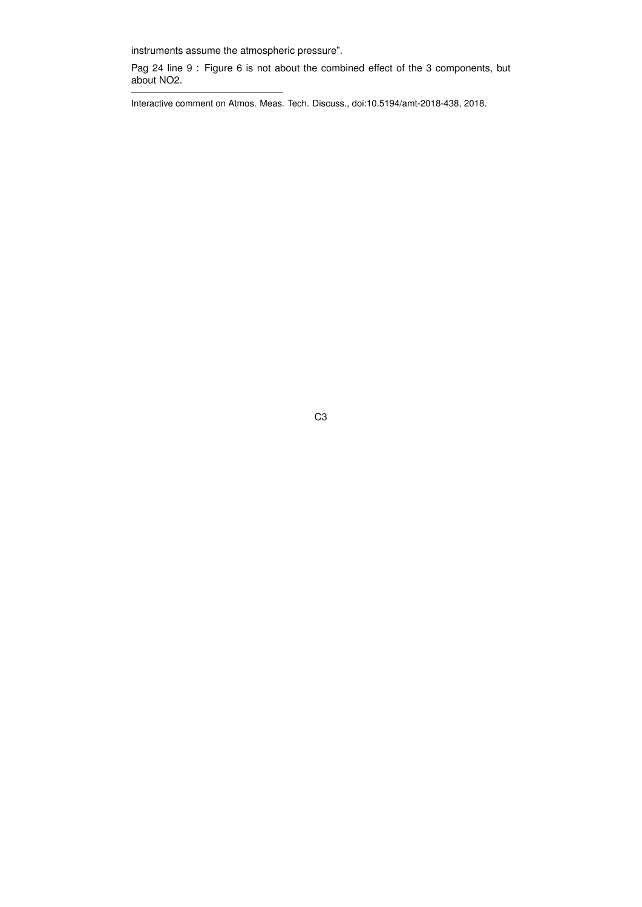instruments assume the atmospheric pressure".

Pag 24 line 9 : Figure 6 is not about the combined effect of the 3 components, but about $NO_2$.

---

Interactive comment on Atmos. Meas. Tech. Discuss., doi:10.5194/amt-2018-438, 2018.